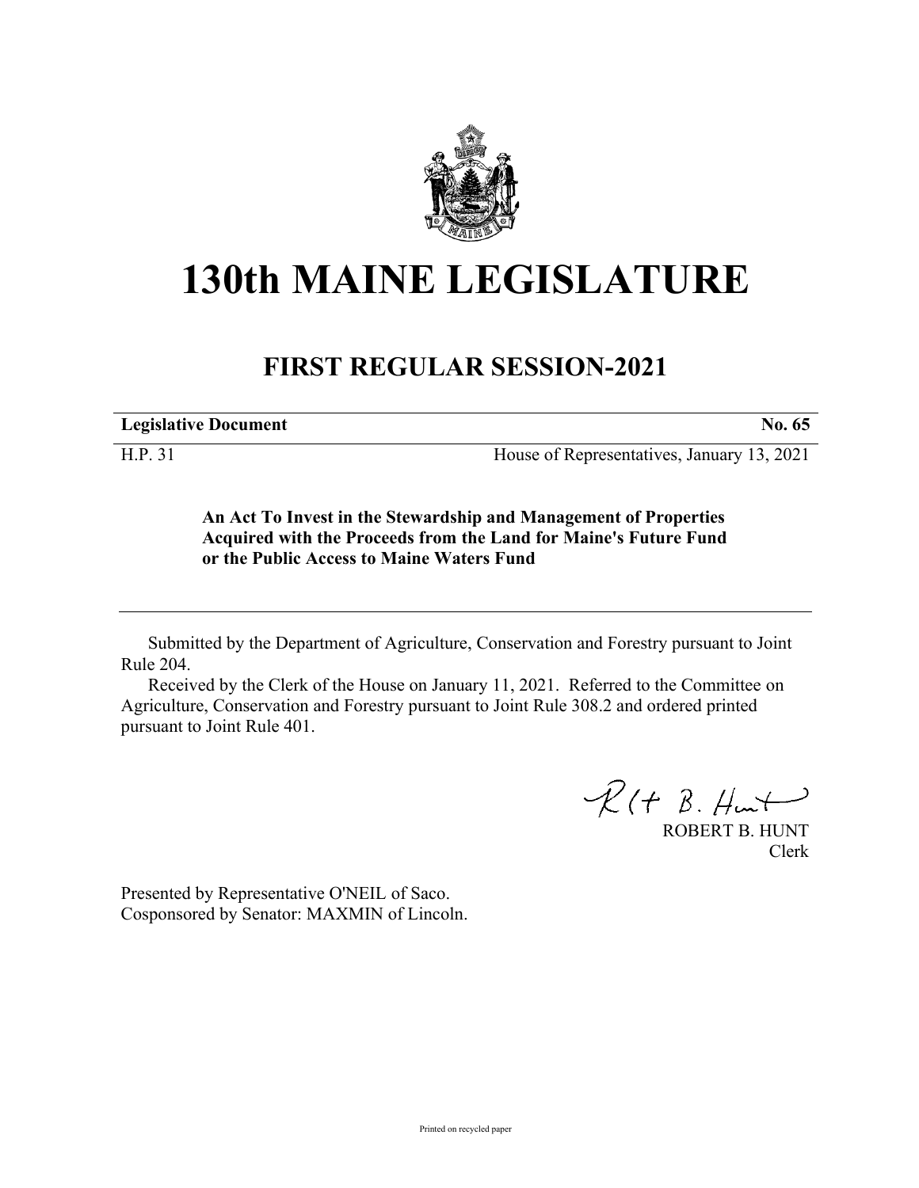# 130th MAINE LEGISLATURE

## FIRST REGULAR SESSION-2021

| **Legislative Document** | **No. 65** |
|---|---|
| H.P. 31 | House of Representatives, January 13, 2021 |

**An Act To Invest in the Stewardship and Management of Properties Acquired with the Proceeds from the Land for Maine's Future Fund or the Public Access to Maine Waters Fund**

Submitted by the Department of Agriculture, Conservation and Forestry pursuant to Joint Rule 204.

Received by the Clerk of the House on January 11, 2021. Referred to the Committee on Agriculture, Conservation and Forestry pursuant to Joint Rule 308.2 and ordered printed pursuant to Joint Rule 401.

ROBERT B. HUNT
Clerk

Presented by Representative O'NEIL of Saco.
Cosponsored by Senator: MAXMIN of Lincoln.

Printed on recycled paper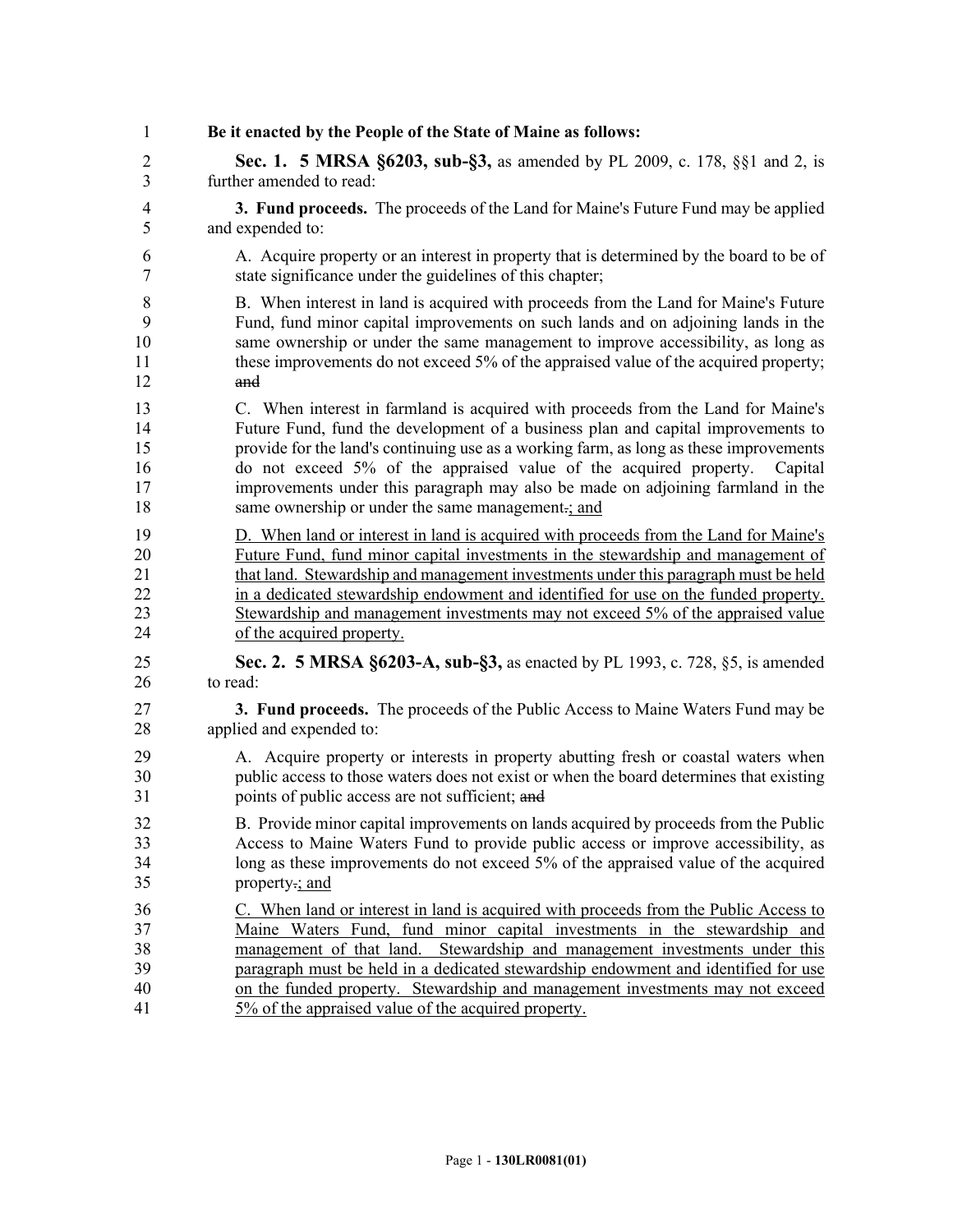**Be it enacted by the People of the State of Maine as follows:**

**Sec. 1. 5 MRSA §6203, sub-§3,** as amended by PL 2009, c. 178, §§1 and 2, is further amended to read:

**3. Fund proceeds.** The proceeds of the Land for Maine's Future Fund may be applied and expended to:

A. Acquire property or an interest in property that is determined by the board to be of state significance under the guidelines of this chapter;

B. When interest in land is acquired with proceeds from the Land for Maine's Future Fund, fund minor capital improvements on such lands and on adjoining lands in the same ownership or under the same management to improve accessibility, as long as these improvements do not exceed 5% of the appraised value of the acquired property; ~~and~~

C. When interest in farmland is acquired with proceeds from the Land for Maine's Future Fund, fund the development of a business plan and capital improvements to provide for the land's continuing use as a working farm, as long as these improvements do not exceed 5% of the appraised value of the acquired property. Capital improvements under this paragraph may also be made on adjoining farmland in the same ownership or under the same management~~.~~; and

D. When land or interest in land is acquired with proceeds from the Land for Maine's Future Fund, fund minor capital investments in the stewardship and management of that land. Stewardship and management investments under this paragraph must be held in a dedicated stewardship endowment and identified for use on the funded property. Stewardship and management investments may not exceed 5% of the appraised value of the acquired property.

**Sec. 2. 5 MRSA §6203-A, sub-§3,** as enacted by PL 1993, c. 728, §5, is amended to read:

**3. Fund proceeds.** The proceeds of the Public Access to Maine Waters Fund may be applied and expended to:

A. Acquire property or interests in property abutting fresh or coastal waters when public access to those waters does not exist or when the board determines that existing points of public access are not sufficient; ~~and~~

B. Provide minor capital improvements on lands acquired by proceeds from the Public Access to Maine Waters Fund to provide public access or improve accessibility, as long as these improvements do not exceed 5% of the appraised value of the acquired property~~.~~; and

C. When land or interest in land is acquired with proceeds from the Public Access to Maine Waters Fund, fund minor capital investments in the stewardship and management of that land. Stewardship and management investments under this paragraph must be held in a dedicated stewardship endowment and identified for use on the funded property. Stewardship and management investments may not exceed 5% of the appraised value of the acquired property.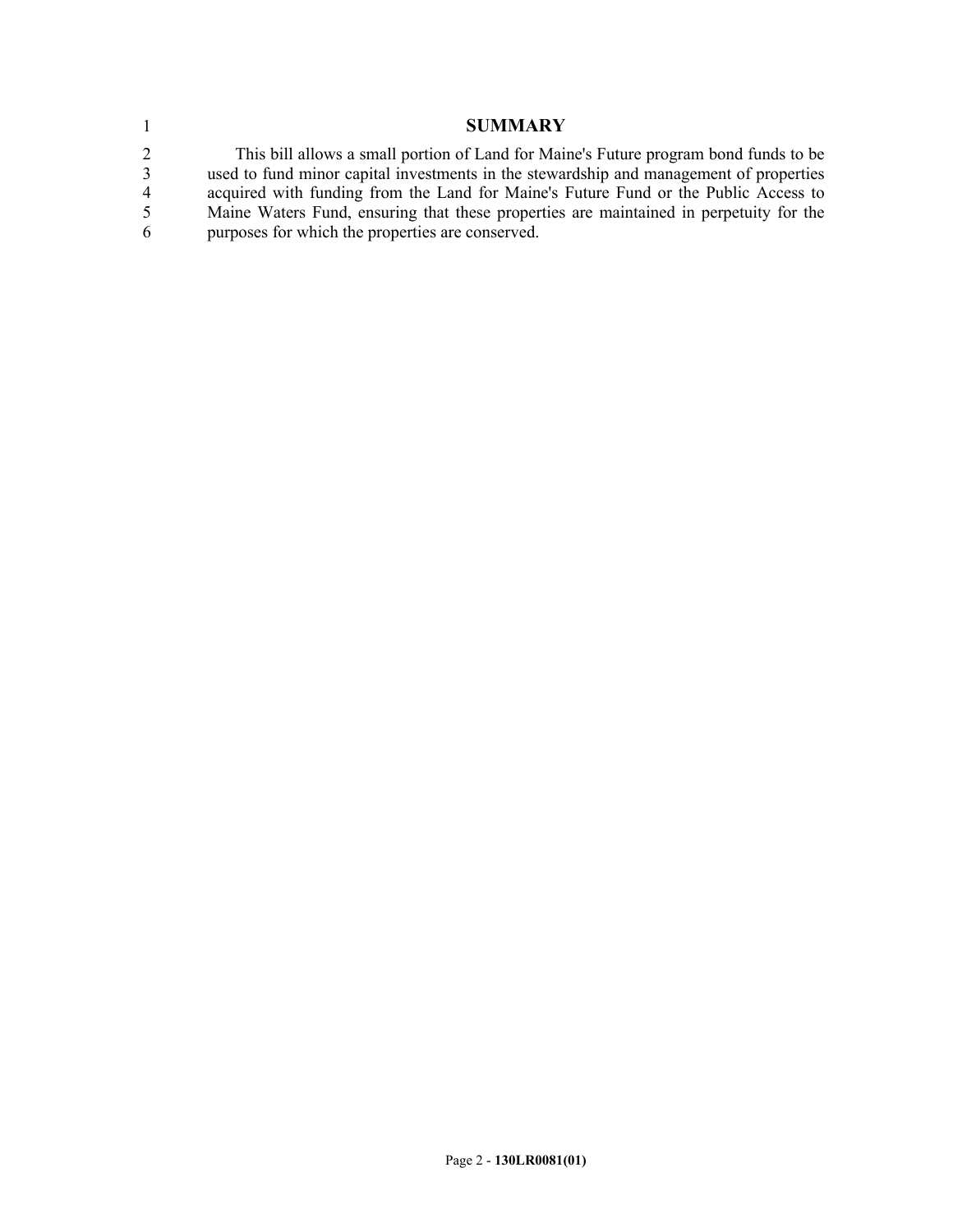## SUMMARY

This bill allows a small portion of Land for Maine's Future program bond funds to be used to fund minor capital investments in the stewardship and management of properties acquired with funding from the Land for Maine's Future Fund or the Public Access to Maine Waters Fund, ensuring that these properties are maintained in perpetuity for the purposes for which the properties are conserved.